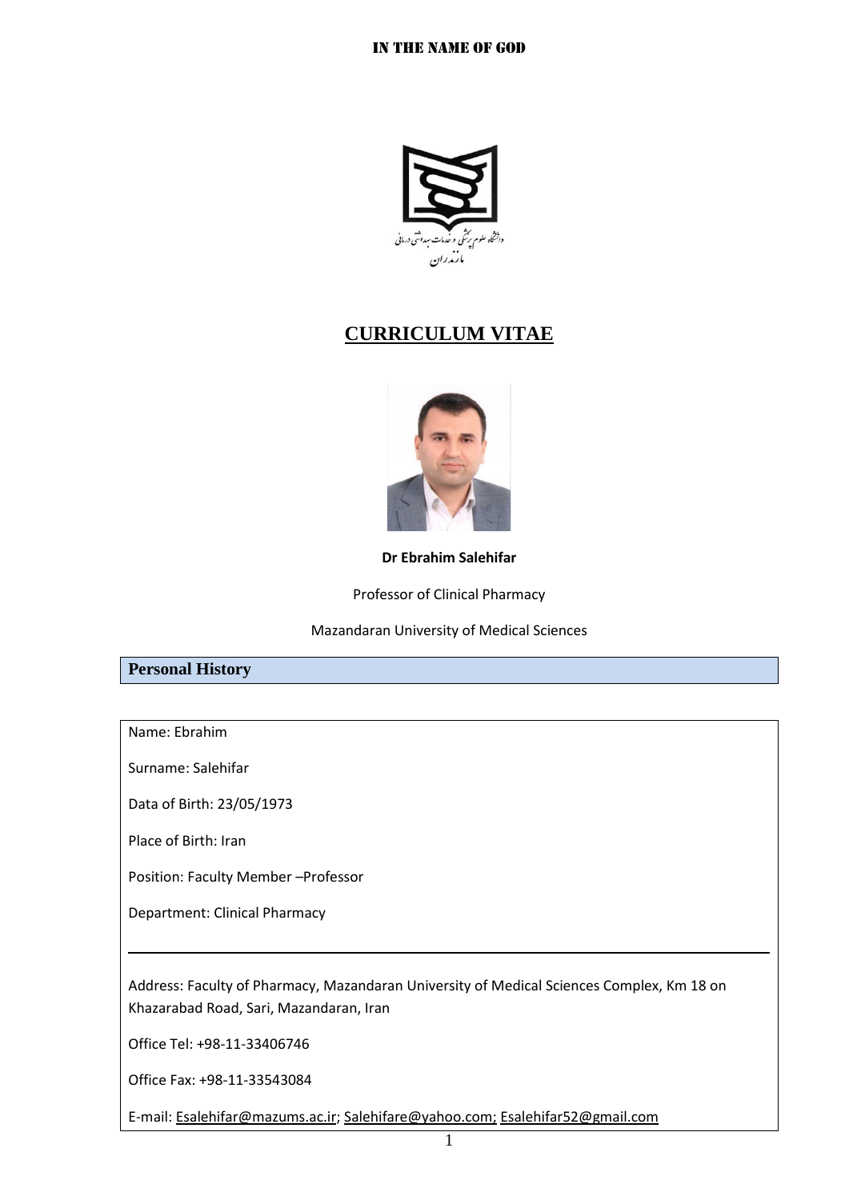IN THE NAME OF GOD

دانشگاه علوم پزشکی و خدمات بهداشتی درمانی مازندران

# CURRICULUM VITAE

**Dr Ebrahim Salehifar**

Professor of Clinical Pharmacy

Mazandaran University of Medical Sciences

## Personal History

Name: Ebrahim

Surname: Salehifar

Data of Birth: 23/05/1973

Place of Birth: Iran

Position: Faculty Member –Professor

Department: Clinical Pharmacy

---

Address: Faculty of Pharmacy, Mazandaran University of Medical Sciences Complex, Km 18 on Khazarabad Road, Sari, Mazandaran, Iran

Office Tel: +98-11-33406746

Office Fax: +98-11-33543084

E-mail: Esalehifar@mazums.ac.ir; Salehifare@yahoo.com; Esalehifar52@gmail.com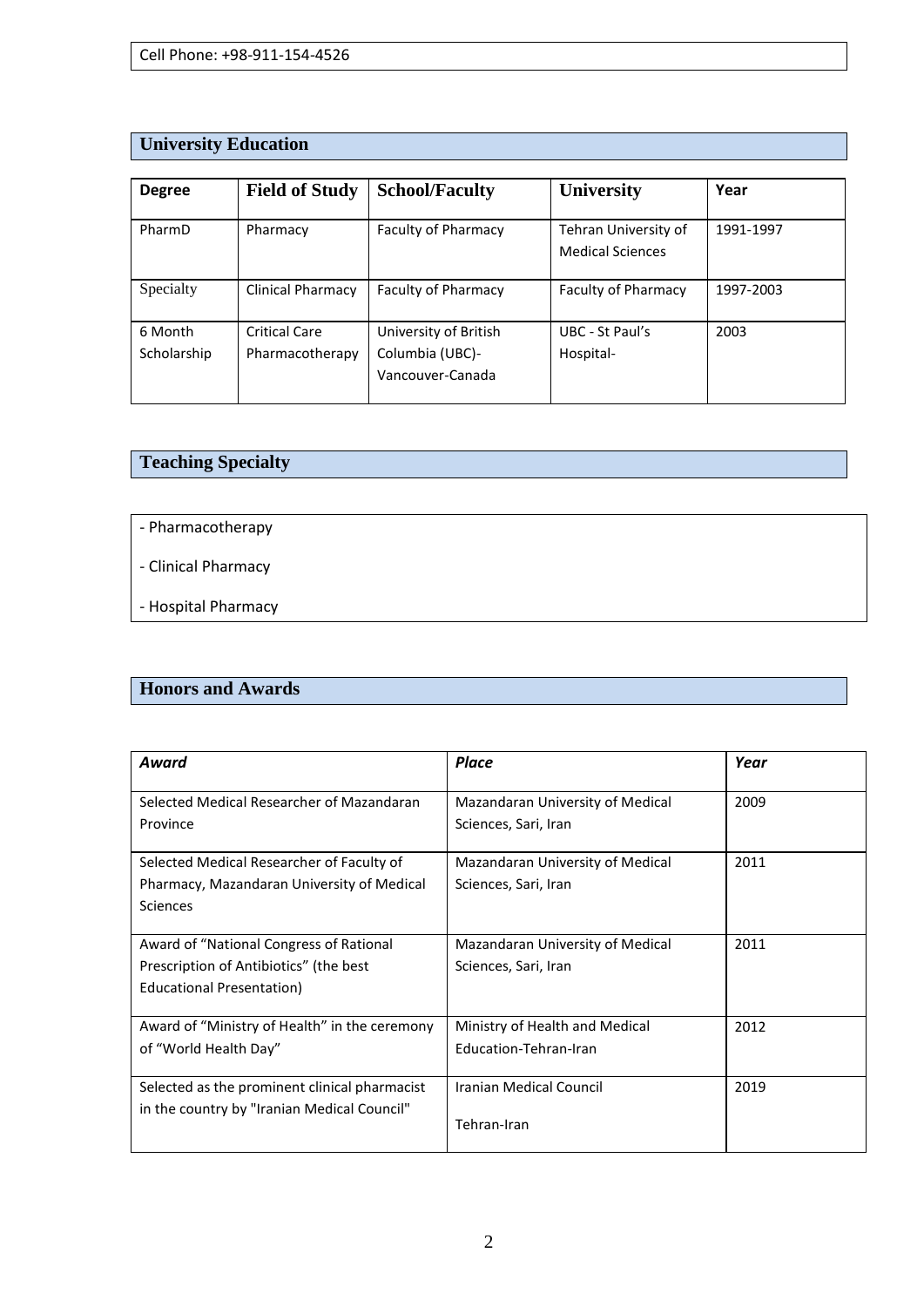Cell Phone: +98-911-154-4526

## University Education

| Degree | Field of Study | School/Faculty | University | Year |
|---|---|---|---|---|
| PharmD | Pharmacy | Faculty of Pharmacy | Tehran University of Medical Sciences | 1991-1997 |
| Specialty | Clinical Pharmacy | Faculty of Pharmacy | Faculty of Pharmacy | 1997-2003 |
| 6 Month Scholarship | Critical Care Pharmacotherapy | University of British Columbia (UBC)- Vancouver-Canada | UBC - St Paul's Hospital- | 2003 |

## Teaching Specialty

- Pharmacotherapy
- Clinical Pharmacy
- Hospital Pharmacy

## Honors and Awards

| *Award* | *Place* | *Year* |
|---|---|---|
| Selected Medical Researcher of Mazandaran Province | Mazandaran University of Medical Sciences, Sari, Iran | 2009 |
| Selected Medical Researcher of Faculty of Pharmacy, Mazandaran University of Medical Sciences | Mazandaran University of Medical Sciences, Sari, Iran | 2011 |
| Award of "National Congress of Rational Prescription of Antibiotics" (the best Educational Presentation) | Mazandaran University of Medical Sciences, Sari, Iran | 2011 |
| Award of "Ministry of Health" in the ceremony of "World Health Day" | Ministry of Health and Medical Education-Tehran-Iran | 2012 |
| Selected as the prominent clinical pharmacist in the country by "Iranian Medical Council" | Iranian Medical Council Tehran-Iran | 2019 |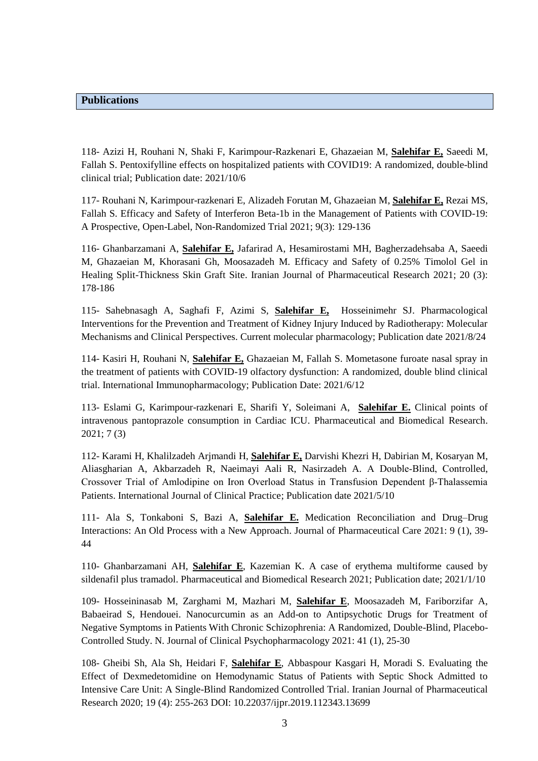## Publications

118- Azizi H, Rouhani N, Shaki F, Karimpour-Razkenari E, Ghazaeian M, **Salehifar E,** Saeedi M, Fallah S. Pentoxifylline effects on hospitalized patients with COVID19: A randomized, double-blind clinical trial; Publication date: 2021/10/6

117- Rouhani N, Karimpour-razkenari E, Alizadeh Forutan M, Ghazaeian M, **Salehifar E,** Rezai MS, Fallah S. Efficacy and Safety of Interferon Beta-1b in the Management of Patients with COVID-19: A Prospective, Open-Label, Non-Randomized Trial 2021; 9(3): 129-136

116- Ghanbarzamani A, **Salehifar E,** Jafarirad A, Hesamirostami MH, Bagherzadehsaba A, Saeedi M, Ghazaeian M, Khorasani Gh, Moosazadeh M. Efficacy and Safety of 0.25% Timolol Gel in Healing Split-Thickness Skin Graft Site. Iranian Journal of Pharmaceutical Research 2021; 20 (3): 178-186

115- Sahebnasagh A, Saghafi F, Azimi S, **Salehifar E,** Hosseinimehr SJ. Pharmacological Interventions for the Prevention and Treatment of Kidney Injury Induced by Radiotherapy: Molecular Mechanisms and Clinical Perspectives. Current molecular pharmacology; Publication date 2021/8/24

114- Kasiri H, Rouhani N, **Salehifar E,** Ghazaeian M, Fallah S. Mometasone furoate nasal spray in the treatment of patients with COVID-19 olfactory dysfunction: A randomized, double blind clinical trial. International Immunopharmacology; Publication Date: 2021/6/12

113- Eslami G, Karimpour-razkenari E, Sharifi Y, Soleimani A, **Salehifar E.** Clinical points of intravenous pantoprazole consumption in Cardiac ICU. Pharmaceutical and Biomedical Research. 2021; 7 (3)

112- Karami H, Khalilzadeh Arjmandi H, **Salehifar E,** Darvishi Khezri H, Dabirian M, Kosaryan M, Aliasgharian A, Akbarzadeh R, Naeimayi Aali R, Nasirzadeh A. A Double-Blind, Controlled, Crossover Trial of Amlodipine on Iron Overload Status in Transfusion Dependent β-Thalassemia Patients. International Journal of Clinical Practice; Publication date 2021/5/10

111- Ala S, Tonkaboni S, Bazi A, **Salehifar E.** Medication Reconciliation and Drug–Drug Interactions: An Old Process with a New Approach. Journal of Pharmaceutical Care 2021: 9 (1), 39-44

110- Ghanbarzamani AH, **Salehifar E**, Kazemian K. A case of erythema multiforme caused by sildenafil plus tramadol. Pharmaceutical and Biomedical Research 2021; Publication date; 2021/1/10

109- Hosseininasab M, Zarghami M, Mazhari M, **Salehifar E**, Moosazadeh M, Fariborzifar A, Babaeirad S, Hendouei. Nanocurcumin as an Add-on to Antipsychotic Drugs for Treatment of Negative Symptoms in Patients With Chronic Schizophrenia: A Randomized, Double-Blind, Placebo-Controlled Study. N. Journal of Clinical Psychopharmacology 2021: 41 (1), 25-30

108- Gheibi Sh, Ala Sh, Heidari F, **Salehifar E**, Abbaspour Kasgari H, Moradi S. Evaluating the Effect of Dexmedetomidine on Hemodynamic Status of Patients with Septic Shock Admitted to Intensive Care Unit: A Single-Blind Randomized Controlled Trial. Iranian Journal of Pharmaceutical Research 2020; 19 (4): 255-263 DOI: 10.22037/ijpr.2019.112343.13699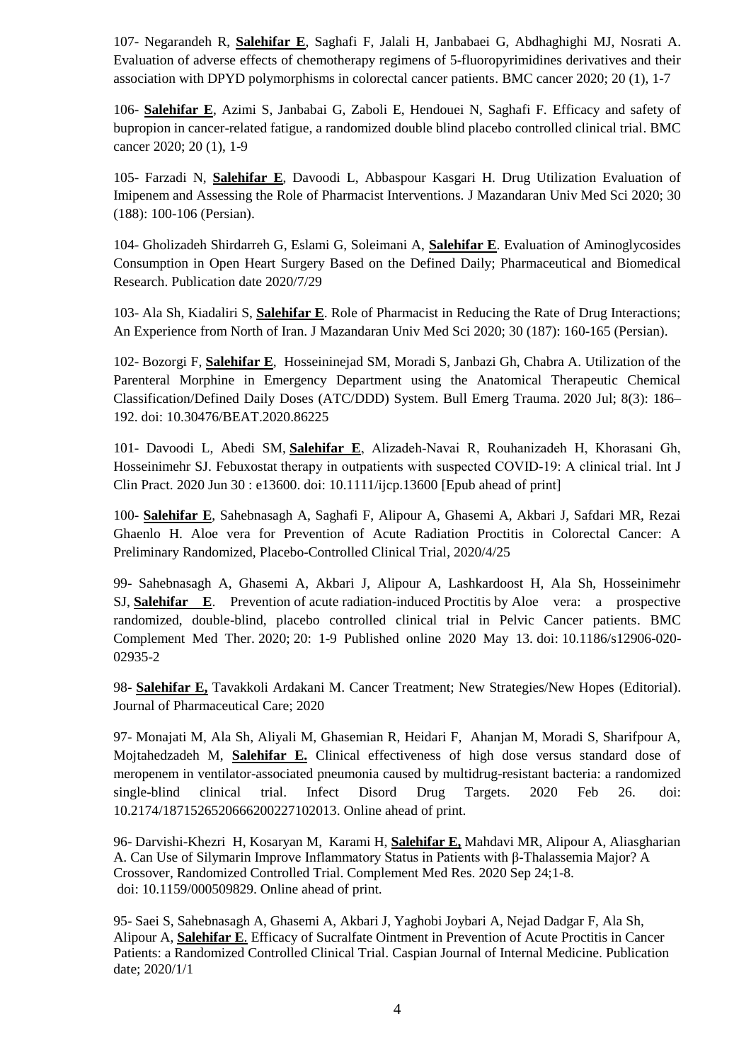107- Negarandeh R, **Salehifar E**, Saghafi F, Jalali H, Janbabaei G, Abdhaghighi MJ, Nosrati A. Evaluation of adverse effects of chemotherapy regimens of 5-fluoropyrimidines derivatives and their association with DPYD polymorphisms in colorectal cancer patients. BMC cancer 2020; 20 (1), 1-7

106- **Salehifar E**, Azimi S, Janbabai G, Zaboli E, Hendouei N, Saghafi F. Efficacy and safety of bupropion in cancer-related fatigue, a randomized double blind placebo controlled clinical trial. BMC cancer 2020; 20 (1), 1-9

105- Farzadi N, **Salehifar E**, Davoodi L, Abbaspour Kasgari H. Drug Utilization Evaluation of Imipenem and Assessing the Role of Pharmacist Interventions. J Mazandaran Univ Med Sci 2020; 30 (188): 100-106 (Persian).

104- Gholizadeh Shirdarreh G, Eslami G, Soleimani A, **Salehifar E**. Evaluation of Aminoglycosides Consumption in Open Heart Surgery Based on the Defined Daily; Pharmaceutical and Biomedical Research. Publication date 2020/7/29

103- Ala Sh, Kiadaliri S, **Salehifar E**. Role of Pharmacist in Reducing the Rate of Drug Interactions; An Experience from North of Iran. J Mazandaran Univ Med Sci 2020; 30 (187): 160-165 (Persian).

102- Bozorgi F, **Salehifar E**, Hosseininejad SM, Moradi S, Janbazi Gh, Chabra A. Utilization of the Parenteral Morphine in Emergency Department using the Anatomical Therapeutic Chemical Classification/Defined Daily Doses (ATC/DDD) System. Bull Emerg Trauma. 2020 Jul; 8(3): 186–192. doi: 10.30476/BEAT.2020.86225

101- Davoodi L, Abedi SM, **Salehifar E**, Alizadeh-Navai R, Rouhanizadeh H, Khorasani Gh, Hosseinimehr SJ. Febuxostat therapy in outpatients with suspected COVID-19: A clinical trial. Int J Clin Pract. 2020 Jun 30 : e13600. doi: 10.1111/ijcp.13600 [Epub ahead of print]

100- **Salehifar E**, Sahebnasagh A, Saghafi F, Alipour A, Ghasemi A, Akbari J, Safdari MR, Rezai Ghaenlo H. Aloe vera for Prevention of Acute Radiation Proctitis in Colorectal Cancer: A Preliminary Randomized, Placebo-Controlled Clinical Trial, 2020/4/25

99- Sahebnasagh A, Ghasemi A, Akbari J, Alipour A, Lashkardoost H, Ala Sh, Hosseinimehr SJ, **Salehifar E**. Prevention of acute radiation-induced Proctitis by Aloe vera: a prospective randomized, double-blind, placebo controlled clinical trial in Pelvic Cancer patients. BMC Complement Med Ther. 2020; 20: 1-9 Published online 2020 May 13. doi: 10.1186/s12906-020-02935-2

98- **Salehifar E,** Tavakkoli Ardakani M. Cancer Treatment; New Strategies/New Hopes (Editorial). Journal of Pharmaceutical Care; 2020

97- Monajati M, Ala Sh, Aliyali M, Ghasemian R, Heidari F, Ahanjan M, Moradi S, Sharifpour A, Mojtahedzadeh M, **Salehifar E.** Clinical effectiveness of high dose versus standard dose of meropenem in ventilator-associated pneumonia caused by multidrug-resistant bacteria: a randomized single-blind clinical trial. Infect Disord Drug Targets. 2020 Feb 26. doi: 10.2174/1871526520666200227102013. Online ahead of print.

96- Darvishi-Khezri H, Kosaryan M, Karami H, **Salehifar E,** Mahdavi MR, Alipour A, Aliasgharian A. Can Use of Silymarin Improve Inflammatory Status in Patients with β-Thalassemia Major? A Crossover, Randomized Controlled Trial. Complement Med Res. 2020 Sep 24;1-8. doi: 10.1159/000509829. Online ahead of print.

95- Saei S, Sahebnasagh A, Ghasemi A, Akbari J, Yaghobi Joybari A, Nejad Dadgar F, Ala Sh, Alipour A, **Salehifar E**. Efficacy of Sucralfate Ointment in Prevention of Acute Proctitis in Cancer Patients: a Randomized Controlled Clinical Trial. Caspian Journal of Internal Medicine. Publication date; 2020/1/1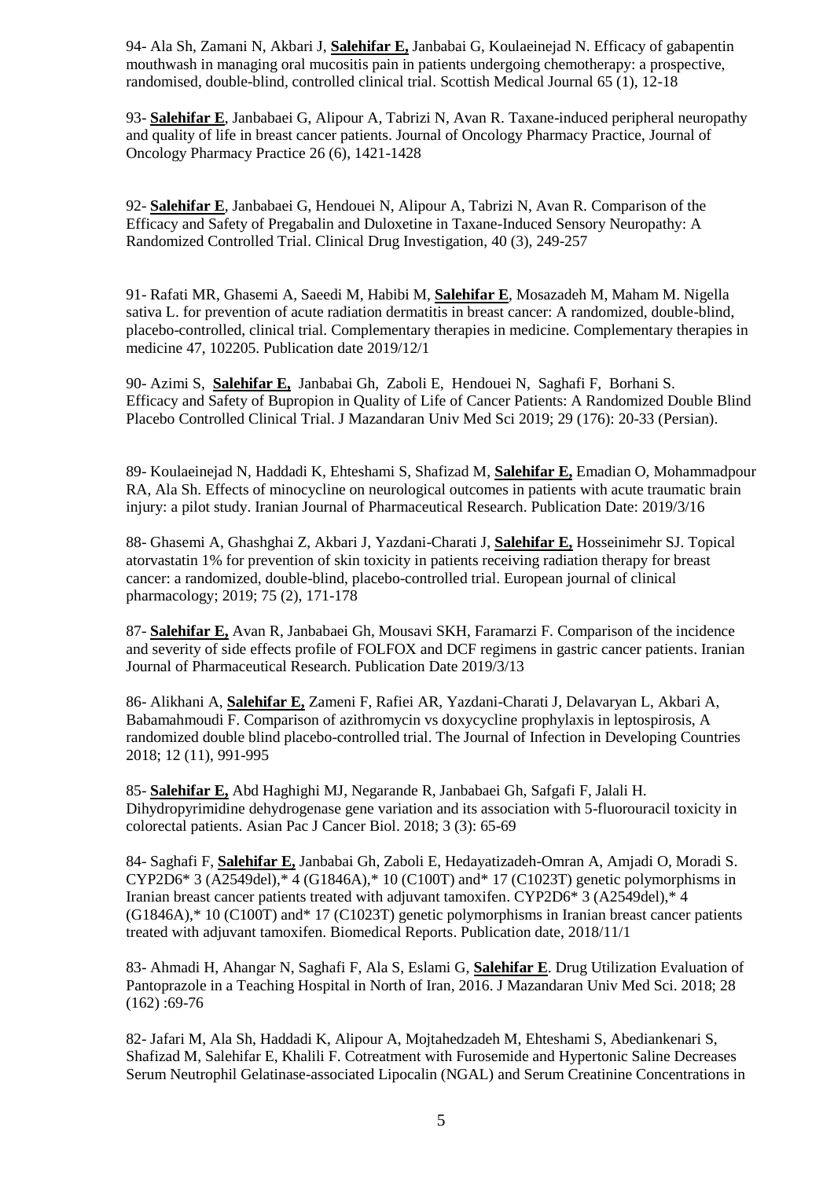94- Ala Sh, Zamani N, Akbari J, **Salehifar E,** Janbabai G, Koulaeinejad N. Efficacy of gabapentin mouthwash in managing oral mucositis pain in patients undergoing chemotherapy: a prospective, randomised, double-blind, controlled clinical trial. Scottish Medical Journal 65 (1), 12-18

93- **Salehifar E**, Janbabaei G, Alipour A, Tabrizi N, Avan R. Taxane-induced peripheral neuropathy and quality of life in breast cancer patients. Journal of Oncology Pharmacy Practice, Journal of Oncology Pharmacy Practice 26 (6), 1421-1428

92- **Salehifar E**, Janbabaei G, Hendouei N, Alipour A, Tabrizi N, Avan R. Comparison of the Efficacy and Safety of Pregabalin and Duloxetine in Taxane-Induced Sensory Neuropathy: A Randomized Controlled Trial. Clinical Drug Investigation, 40 (3), 249-257

91- Rafati MR, Ghasemi A, Saeedi M, Habibi M, **Salehifar E**, Mosazadeh M, Maham M. Nigella sativa L. for prevention of acute radiation dermatitis in breast cancer: A randomized, double-blind, placebo-controlled, clinical trial. Complementary therapies in medicine. Complementary therapies in medicine 47, 102205. Publication date 2019/12/1

90- Azimi S, **Salehifar E,** Janbabai Gh, Zaboli E, Hendouei N, Saghafi F, Borhani S. Efficacy and Safety of Bupropion in Quality of Life of Cancer Patients: A Randomized Double Blind Placebo Controlled Clinical Trial. J Mazandaran Univ Med Sci 2019; 29 (176): 20-33 (Persian).

89- Koulaeinejad N, Haddadi K, Ehteshami S, Shafizad M, **Salehifar E,** Emadian O, Mohammadpour RA, Ala Sh. Effects of minocycline on neurological outcomes in patients with acute traumatic brain injury: a pilot study. Iranian Journal of Pharmaceutical Research. Publication Date: 2019/3/16

88- Ghasemi A, Ghashghai Z, Akbari J, Yazdani-Charati J, **Salehifar E,** Hosseinimehr SJ. Topical atorvastatin 1% for prevention of skin toxicity in patients receiving radiation therapy for breast cancer: a randomized, double-blind, placebo-controlled trial. European journal of clinical pharmacology; 2019; 75 (2), 171-178

87- **Salehifar E,** Avan R, Janbabaei Gh, Mousavi SKH, Faramarzi F. Comparison of the incidence and severity of side effects profile of FOLFOX and DCF regimens in gastric cancer patients. Iranian Journal of Pharmaceutical Research. Publication Date 2019/3/13

86- Alikhani A, **Salehifar E,** Zameni F, Rafiei AR, Yazdani-Charati J, Delavaryan L, Akbari A, Babamahmoudi F. Comparison of azithromycin vs doxycycline prophylaxis in leptospirosis, A randomized double blind placebo-controlled trial. The Journal of Infection in Developing Countries 2018; 12 (11), 991-995

85- **Salehifar E,** Abd Haghighi MJ, Negarande R, Janbabaei Gh, Safgafi F, Jalali H. Dihydropyrimidine dehydrogenase gene variation and its association with 5-fluorouracil toxicity in colorectal patients. Asian Pac J Cancer Biol. 2018; 3 (3): 65-69

84- Saghafi F, **Salehifar E,** Janbabai Gh, Zaboli E, Hedayatizadeh-Omran A, Amjadi O, Moradi S. CYP2D6* 3 (A2549del),* 4 (G1846A),* 10 (C100T) and* 17 (C1023T) genetic polymorphisms in Iranian breast cancer patients treated with adjuvant tamoxifen. CYP2D6* 3 (A2549del),* 4 (G1846A),* 10 (C100T) and* 17 (C1023T) genetic polymorphisms in Iranian breast cancer patients treated with adjuvant tamoxifen. Biomedical Reports. Publication date, 2018/11/1

83- Ahmadi H, Ahangar N, Saghafi F, Ala S, Eslami G, **Salehifar E**. Drug Utilization Evaluation of Pantoprazole in a Teaching Hospital in North of Iran, 2016. J Mazandaran Univ Med Sci. 2018; 28 (162) :69-76

82- Jafari M, Ala Sh, Haddadi K, Alipour A, Mojtahedzadeh M, Ehteshami S, Abediankenari S, Shafizad M, Salehifar E, Khalili F. Cotreatment with Furosemide and Hypertonic Saline Decreases Serum Neutrophil Gelatinase-associated Lipocalin (NGAL) and Serum Creatinine Concentrations in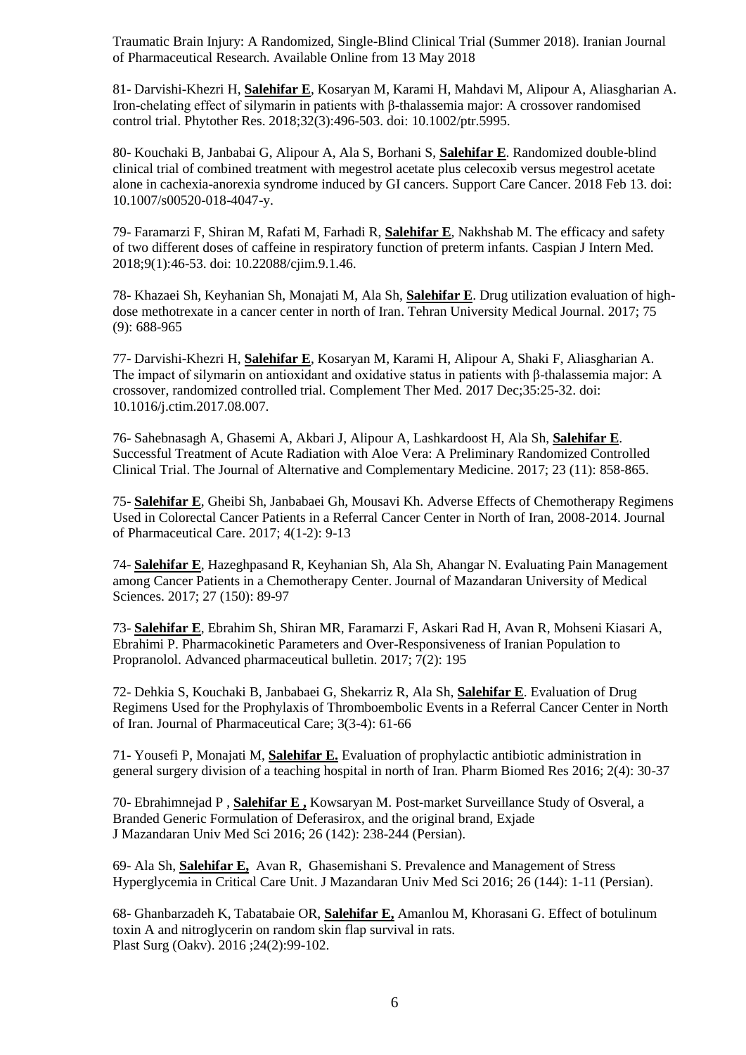Traumatic Brain Injury: A Randomized, Single-Blind Clinical Trial (Summer 2018). Iranian Journal of Pharmaceutical Research. Available Online from 13 May 2018

81- Darvishi-Khezri H, **Salehifar E**, Kosaryan M, Karami H, Mahdavi M, Alipour A, Aliasgharian A. Iron-chelating effect of silymarin in patients with β-thalassemia major: A crossover randomised control trial. Phytother Res. 2018;32(3):496-503. doi: 10.1002/ptr.5995.

80- Kouchaki B, Janbabai G, Alipour A, Ala S, Borhani S, **Salehifar E**. Randomized double-blind clinical trial of combined treatment with megestrol acetate plus celecoxib versus megestrol acetate alone in cachexia-anorexia syndrome induced by GI cancers. Support Care Cancer. 2018 Feb 13. doi: 10.1007/s00520-018-4047-y.

79- Faramarzi F, Shiran M, Rafati M, Farhadi R, **Salehifar E**, Nakhshab M. The efficacy and safety of two different doses of caffeine in respiratory function of preterm infants. Caspian J Intern Med. 2018;9(1):46-53. doi: 10.22088/cjim.9.1.46.

78- Khazaei Sh, Keyhanian Sh, Monajati M, Ala Sh, **Salehifar E**. Drug utilization evaluation of high-dose methotrexate in a cancer center in north of Iran. Tehran University Medical Journal. 2017; 75 (9): 688-965

77- Darvishi-Khezri H, **Salehifar E**, Kosaryan M, Karami H, Alipour A, Shaki F, Aliasgharian A. The impact of silymarin on antioxidant and oxidative status in patients with β-thalassemia major: A crossover, randomized controlled trial. Complement Ther Med. 2017 Dec;35:25-32. doi: 10.1016/j.ctim.2017.08.007.

76- Sahebnasagh A, Ghasemi A, Akbari J, Alipour A, Lashkardoost H, Ala Sh, **Salehifar E**. Successful Treatment of Acute Radiation with Aloe Vera: A Preliminary Randomized Controlled Clinical Trial. The Journal of Alternative and Complementary Medicine. 2017; 23 (11): 858-865.

75- **Salehifar E**, Gheibi Sh, Janbabaei Gh, Mousavi Kh. Adverse Effects of Chemotherapy Regimens Used in Colorectal Cancer Patients in a Referral Cancer Center in North of Iran, 2008-2014. Journal of Pharmaceutical Care. 2017; 4(1-2): 9-13

74- **Salehifar E**, Hazeghpasand R, Keyhanian Sh, Ala Sh, Ahangar N. Evaluating Pain Management among Cancer Patients in a Chemotherapy Center. Journal of Mazandaran University of Medical Sciences. 2017; 27 (150): 89-97

73- **Salehifar E**, Ebrahim Sh, Shiran MR, Faramarzi F, Askari Rad H, Avan R, Mohseni Kiasari A, Ebrahimi P. Pharmacokinetic Parameters and Over-Responsiveness of Iranian Population to Propranolol. Advanced pharmaceutical bulletin. 2017; 7(2): 195

72- Dehkia S, Kouchaki B, Janbabaei G, Shekarriz R, Ala Sh, **Salehifar E**. Evaluation of Drug Regimens Used for the Prophylaxis of Thromboembolic Events in a Referral Cancer Center in North of Iran. Journal of Pharmaceutical Care; 3(3-4): 61-66

71- Yousefi P, Monajati M, **Salehifar E.** Evaluation of prophylactic antibiotic administration in general surgery division of a teaching hospital in north of Iran. Pharm Biomed Res 2016; 2(4): 30-37

70- Ebrahimnejad P , **Salehifar E ,** Kowsaryan M. Post-market Surveillance Study of Osveral, a Branded Generic Formulation of Deferasirox, and the original brand, Exjade J Mazandaran Univ Med Sci 2016; 26 (142): 238-244 (Persian).

69- Ala Sh, **Salehifar E,** Avan R, Ghasemishani S. Prevalence and Management of Stress Hyperglycemia in Critical Care Unit. J Mazandaran Univ Med Sci 2016; 26 (144): 1-11 (Persian).

68- Ghanbarzadeh K, Tabatabaie OR, **Salehifar E,** Amanlou M, Khorasani G. Effect of botulinum toxin A and nitroglycerin on random skin flap survival in rats. Plast Surg (Oakv). 2016 ;24(2):99-102.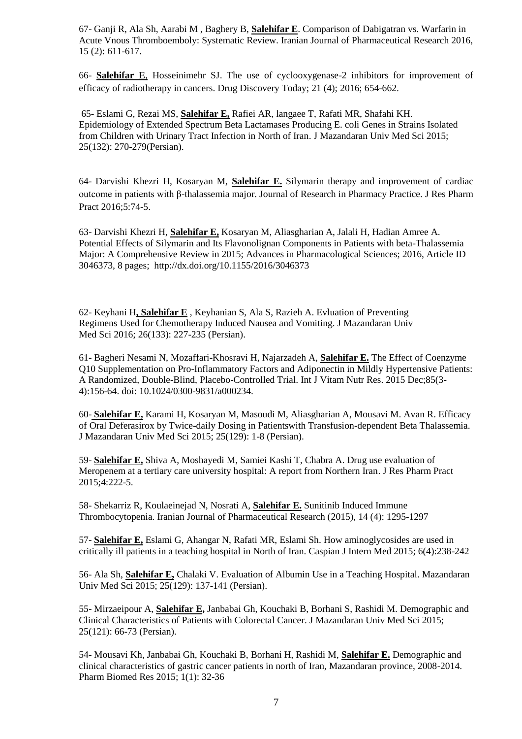67- Ganji R, Ala Sh, Aarabi M , Baghery B, **Salehifar E**. Comparison of Dabigatran vs. Warfarin in Acute Vnous Thromboemboly: Systematic Review. Iranian Journal of Pharmaceutical Research 2016, 15 (2): 611-617.

66- **Salehifar E**, Hosseinimehr SJ. The use of cyclooxygenase-2 inhibitors for improvement of efficacy of radiotherapy in cancers. Drug Discovery Today; 21 (4); 2016; 654-662.

65- Eslami G, Rezai MS, **Salehifar E,** Rafiei AR, langaee T, Rafati MR, Shafahi KH. Epidemiology of Extended Spectrum Beta Lactamases Producing E. coli Genes in Strains Isolated from Children with Urinary Tract Infection in North of Iran. J Mazandaran Univ Med Sci 2015; 25(132): 270-279(Persian).

64- Darvishi Khezri H, Kosaryan M, **Salehifar E.** Silymarin therapy and improvement of cardiac outcome in patients with β-thalassemia major. Journal of Research in Pharmacy Practice. J Res Pharm Pract 2016;5:74-5.

63- Darvishi Khezri H, **Salehifar E,** Kosaryan M, Aliasgharian A, Jalali H, Hadian Amree A. Potential Effects of Silymarin and Its Flavonolignan Components in Patients with beta-Thalassemia Major: A Comprehensive Review in 2015; Advances in Pharmacological Sciences; 2016, Article ID 3046373, 8 pages; http://dx.doi.org/10.1155/2016/3046373

62- Keyhani H**, Salehifar E** , Keyhanian S, Ala S, Razieh A. Evluation of Preventing Regimens Used for Chemotherapy Induced Nausea and Vomiting. J Mazandaran Univ Med Sci 2016; 26(133): 227-235 (Persian).

61- Bagheri Nesami N, Mozaffari-Khosravi H, Najarzadeh A, **Salehifar E.** The Effect of Coenzyme Q10 Supplementation on Pro-Inflammatory Factors and Adiponectin in Mildly Hypertensive Patients: A Randomized, Double-Blind, Placebo-Controlled Trial. Int J Vitam Nutr Res. 2015 Dec;85(3-4):156-64. doi: 10.1024/0300-9831/a000234.

60- **Salehifar E,** Karami H, Kosaryan M, Masoudi M, Aliasgharian A, Mousavi M. Avan R. Efficacy of Oral Deferasirox by Twice-daily Dosing in Patientswith Transfusion-dependent Beta Thalassemia. J Mazandaran Univ Med Sci 2015; 25(129): 1-8 (Persian).

59- **Salehifar E,** Shiva A, Moshayedi M, Samiei Kashi T, Chabra A. Drug use evaluation of Meropenem at a tertiary care university hospital: A report from Northern Iran. J Res Pharm Pract 2015;4:222-5.

58- Shekarriz R, Koulaeinejad N, Nosrati A, **Salehifar E.** Sunitinib Induced Immune Thrombocytopenia. Iranian Journal of Pharmaceutical Research (2015), 14 (4): 1295-1297

57- **Salehifar E,** Eslami G, Ahangar N, Rafati MR, Eslami Sh. How aminoglycosides are used in critically ill patients in a teaching hospital in North of Iran. Caspian J Intern Med 2015; 6(4):238-242

56- Ala Sh, **Salehifar E,** Chalaki V. Evaluation of Albumin Use in a Teaching Hospital. Mazandaran Univ Med Sci 2015; 25(129): 137-141 (Persian).

55- Mirzaeipour A, **Salehifar E,** Janbabai Gh, Kouchaki B, Borhani S, Rashidi M. Demographic and Clinical Characteristics of Patients with Colorectal Cancer. J Mazandaran Univ Med Sci 2015; 25(121): 66-73 (Persian).

54- Mousavi Kh, Janbabai Gh, Kouchaki B, Borhani H, Rashidi M, **Salehifar E.** Demographic and clinical characteristics of gastric cancer patients in north of Iran, Mazandaran province, 2008-2014. Pharm Biomed Res 2015; 1(1): 32-36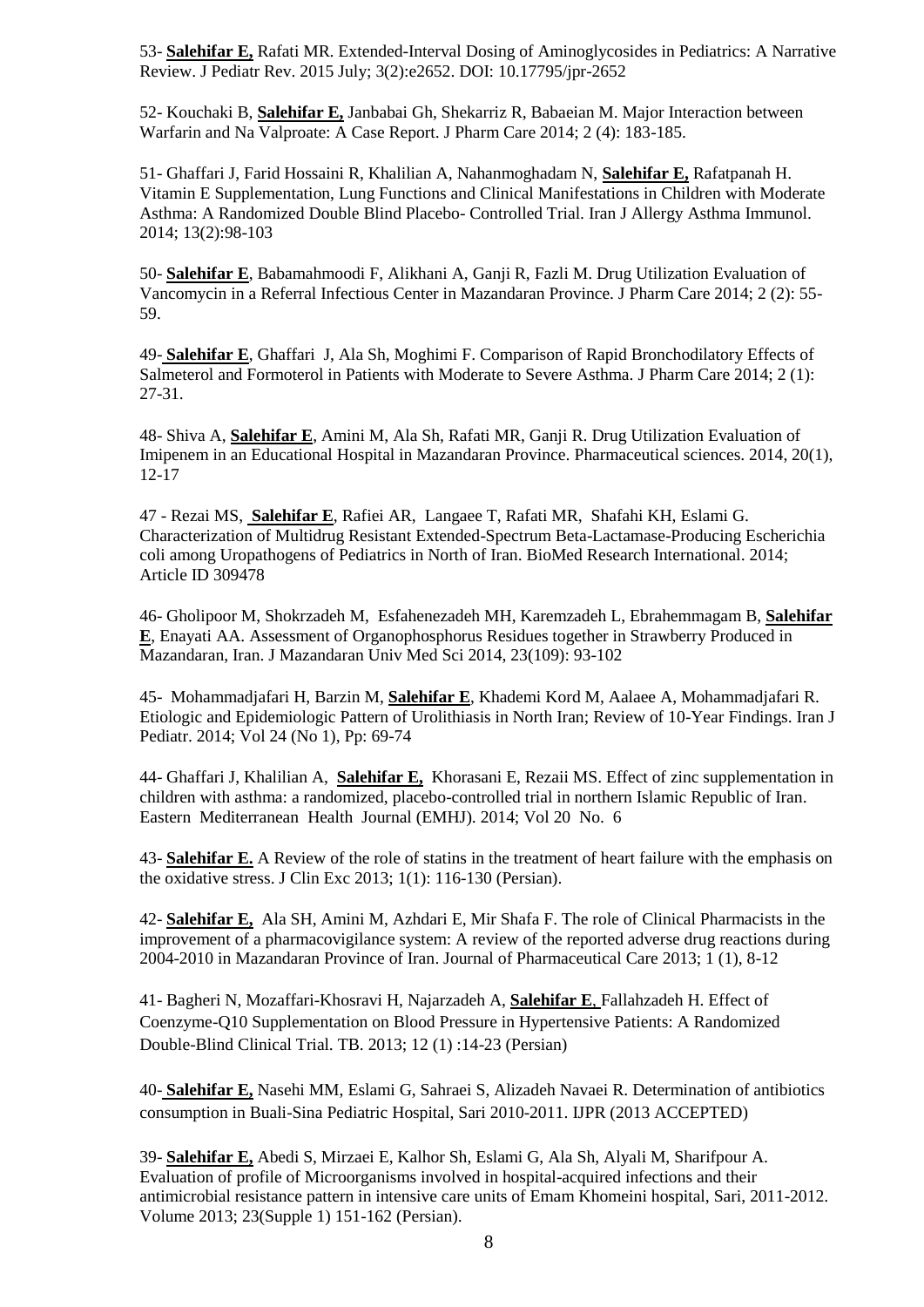53- **Salehifar E,** Rafati MR. Extended-Interval Dosing of Aminoglycosides in Pediatrics: A Narrative Review. J Pediatr Rev. 2015 July; 3(2):e2652. DOI: 10.17795/jpr-2652

52- Kouchaki B, **Salehifar E,** Janbabai Gh, Shekarriz R, Babaeian M. Major Interaction between Warfarin and Na Valproate: A Case Report. J Pharm Care 2014; 2 (4): 183-185.

51- Ghaffari J, Farid Hossaini R, Khalilian A, Nahanmoghadam N, **Salehifar E,** Rafatpanah H. Vitamin E Supplementation, Lung Functions and Clinical Manifestations in Children with Moderate Asthma: A Randomized Double Blind Placebo- Controlled Trial. Iran J Allergy Asthma Immunol. 2014; 13(2):98-103

50- **Salehifar E**, Babamahmoodi F, Alikhani A, Ganji R, Fazli M. Drug Utilization Evaluation of Vancomycin in a Referral Infectious Center in Mazandaran Province. J Pharm Care 2014; 2 (2): 55-59.

49- **Salehifar E**, Ghaffari J, Ala Sh, Moghimi F. Comparison of Rapid Bronchodilatory Effects of Salmeterol and Formoterol in Patients with Moderate to Severe Asthma. J Pharm Care 2014; 2 (1): 27-31.

48- Shiva A, **Salehifar E**, Amini M, Ala Sh, Rafati MR, Ganji R. Drug Utilization Evaluation of Imipenem in an Educational Hospital in Mazandaran Province. Pharmaceutical sciences. 2014, 20(1), 12-17

47 - Rezai MS, **Salehifar E**, Rafiei AR, Langaee T, Rafati MR, Shafahi KH, Eslami G. Characterization of Multidrug Resistant Extended-Spectrum Beta-Lactamase-Producing Escherichia coli among Uropathogens of Pediatrics in North of Iran. BioMed Research International. 2014; Article ID 309478

46- Gholipoor M, Shokrzadeh M, Esfahenezadeh MH, Karemzadeh L, Ebrahemmagam B, **Salehifar E**, Enayati AA. Assessment of Organophosphorus Residues together in Strawberry Produced in Mazandaran, Iran. J Mazandaran Univ Med Sci 2014, 23(109): 93-102

45- Mohammadjafari H, Barzin M, **Salehifar E**, Khademi Kord M, Aalaee A, Mohammadjafari R. Etiologic and Epidemiologic Pattern of Urolithiasis in North Iran; Review of 10-Year Findings. Iran J Pediatr. 2014; Vol 24 (No 1), Pp: 69-74

44- Ghaffari J, Khalilian A, **Salehifar E,** Khorasani E, Rezaii MS. Effect of zinc supplementation in children with asthma: a randomized, placebo-controlled trial in northern Islamic Republic of Iran. Eastern Mediterranean Health Journal (EMHJ). 2014; Vol 20 No. 6

43- **Salehifar E.** A Review of the role of statins in the treatment of heart failure with the emphasis on the oxidative stress. J Clin Exc 2013; 1(1): 116-130 (Persian).

42- **Salehifar E,** Ala SH, Amini M, Azhdari E, Mir Shafa F. The role of Clinical Pharmacists in the improvement of a pharmacovigilance system: A review of the reported adverse drug reactions during 2004-2010 in Mazandaran Province of Iran. Journal of Pharmaceutical Care 2013; 1 (1), 8-12

41- Bagheri N, Mozaffari-Khosravi H, Najarzadeh A, **Salehifar E**, Fallahzadeh H. Effect of Coenzyme-Q10 Supplementation on Blood Pressure in Hypertensive Patients: A Randomized Double-Blind Clinical Trial. TB. 2013; 12 (1) :14-23 (Persian)

40- **Salehifar E,** Nasehi MM, Eslami G, Sahraei S, Alizadeh Navaei R. Determination of antibiotics consumption in Buali-Sina Pediatric Hospital, Sari 2010-2011. IJPR (2013 ACCEPTED)

39- **Salehifar E,** Abedi S, Mirzaei E, Kalhor Sh, Eslami G, Ala Sh, Alyali M, Sharifpour A. Evaluation of profile of Microorganisms involved in hospital-acquired infections and their antimicrobial resistance pattern in intensive care units of Emam Khomeini hospital, Sari, 2011-2012. Volume 2013; 23(Supple 1) 151-162 (Persian).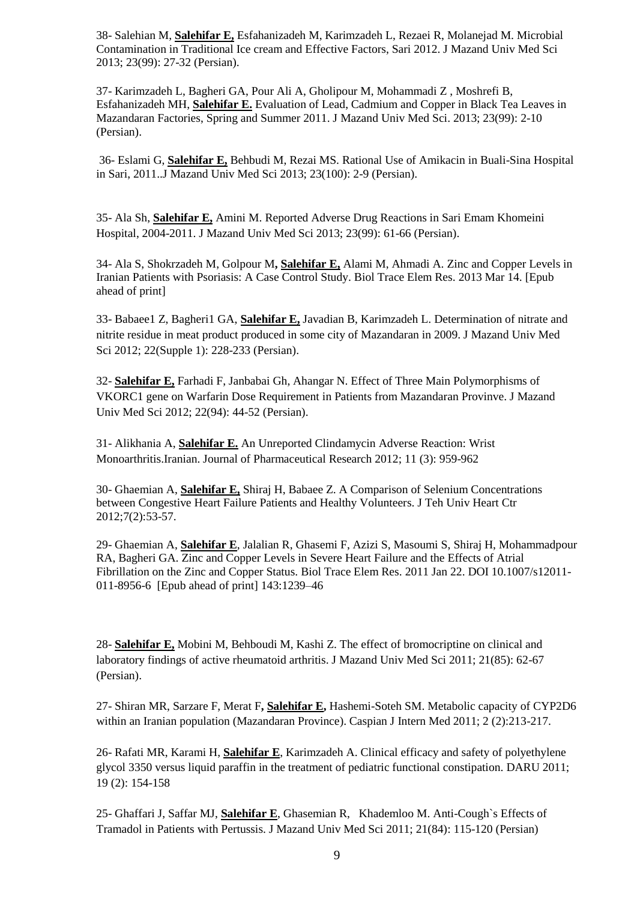38- Salehian M, **Salehifar E,** Esfahanizadeh M, Karimzadeh L, Rezaei R, Molanejad M. Microbial Contamination in Traditional Ice cream and Effective Factors, Sari 2012. J Mazand Univ Med Sci 2013; 23(99): 27-32 (Persian).

37- Karimzadeh L, Bagheri GA, Pour Ali A, Gholipour M, Mohammadi Z , Moshrefi B, Esfahanizadeh MH, **Salehifar E.** Evaluation of Lead, Cadmium and Copper in Black Tea Leaves in Mazandaran Factories, Spring and Summer 2011. J Mazand Univ Med Sci. 2013; 23(99): 2-10 (Persian).

36- Eslami G, **Salehifar E,** Behbudi M, Rezai MS. Rational Use of Amikacin in Buali-Sina Hospital in Sari, 2011..J Mazand Univ Med Sci 2013; 23(100): 2-9 (Persian).

35- Ala Sh, **Salehifar E,** Amini M. Reported Adverse Drug Reactions in Sari Emam Khomeini Hospital, 2004-2011. J Mazand Univ Med Sci 2013; 23(99): 61-66 (Persian).

34- Ala S, Shokrzadeh M, Golpour M**, Salehifar E,** Alami M, Ahmadi A. Zinc and Copper Levels in Iranian Patients with Psoriasis: A Case Control Study. Biol Trace Elem Res. 2013 Mar 14. [Epub ahead of print]

33- Babaee1 Z, Bagheri1 GA, **Salehifar E,** Javadian B, Karimzadeh L. Determination of nitrate and nitrite residue in meat product produced in some city of Mazandaran in 2009. J Mazand Univ Med Sci 2012; 22(Supple 1): 228-233 (Persian).

32- **Salehifar E,** Farhadi F, Janbabai Gh, Ahangar N. Effect of Three Main Polymorphisms of VKORC1 gene on Warfarin Dose Requirement in Patients from Mazandaran Provinve. J Mazand Univ Med Sci 2012; 22(94): 44-52 (Persian).

31- Alikhania A, **Salehifar E.** An Unreported Clindamycin Adverse Reaction: Wrist Monoarthritis.Iranian. Journal of Pharmaceutical Research 2012; 11 (3): 959-962

30- Ghaemian A, **Salehifar E,** Shiraj H, Babaee Z. A Comparison of Selenium Concentrations between Congestive Heart Failure Patients and Healthy Volunteers. J Teh Univ Heart Ctr 2012;7(2):53-57.

29- Ghaemian A, **Salehifar E**, Jalalian R, Ghasemi F, Azizi S, Masoumi S, Shiraj H, Mohammadpour RA, Bagheri GA. Zinc and Copper Levels in Severe Heart Failure and the Effects of Atrial Fibrillation on the Zinc and Copper Status. Biol Trace Elem Res. 2011 Jan 22. DOI 10.1007/s12011-011-8956-6 [Epub ahead of print] 143:1239–46

28- **Salehifar E,** Mobini M, Behboudi M, Kashi Z. The effect of bromocriptine on clinical and laboratory findings of active rheumatoid arthritis. J Mazand Univ Med Sci 2011; 21(85): 62-67 (Persian).

27- Shiran MR, Sarzare F, Merat F**, Salehifar E,** Hashemi-Soteh SM. Metabolic capacity of CYP2D6 within an Iranian population (Mazandaran Province). Caspian J Intern Med 2011; 2 (2):213-217.

26- Rafati MR, Karami H, **Salehifar E**, Karimzadeh A. Clinical efficacy and safety of polyethylene glycol 3350 versus liquid paraffin in the treatment of pediatric functional constipation. DARU 2011; 19 (2): 154-158

25- Ghaffari J, Saffar MJ, **Salehifar E**, Ghasemian R, Khademloo M. Anti-Cough`s Effects of Tramadol in Patients with Pertussis. J Mazand Univ Med Sci 2011; 21(84): 115-120 (Persian)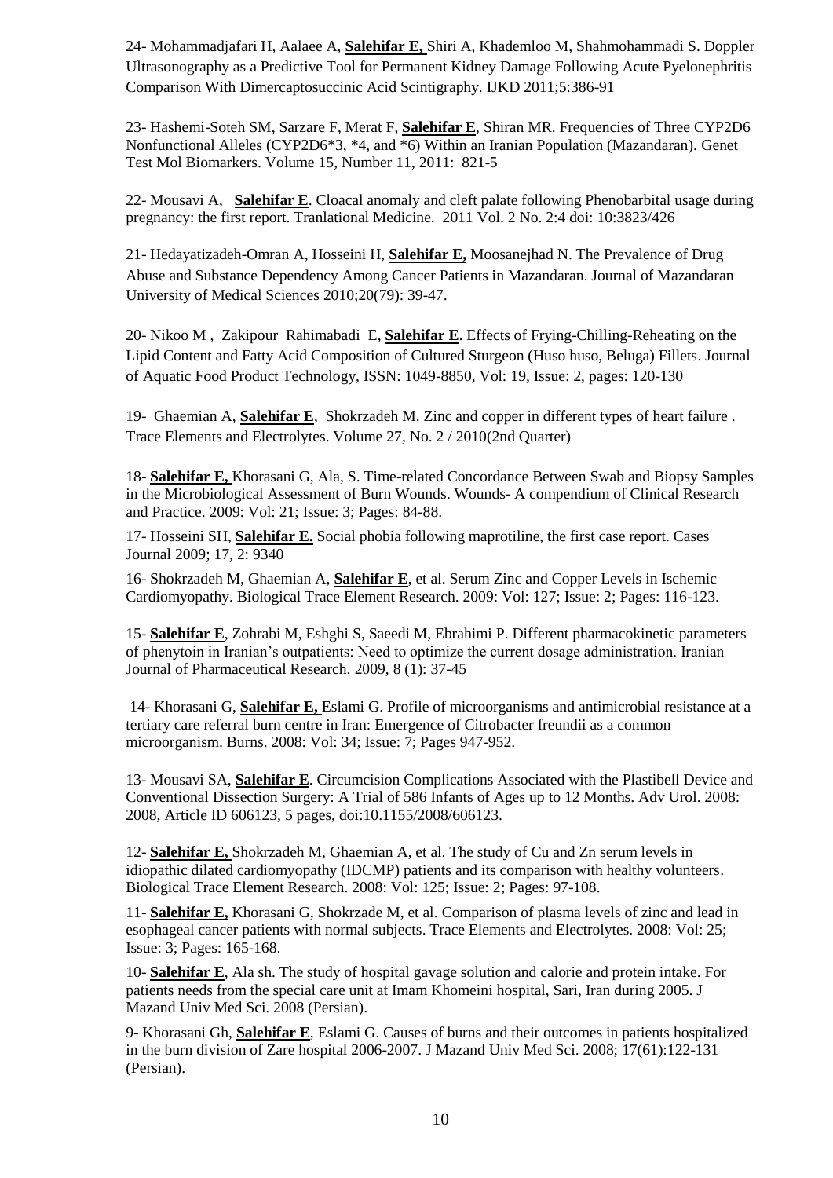24- Mohammadjafari H, Aalaee A, **Salehifar E,** Shiri A, Khademloo M, Shahmohammadi S. Doppler Ultrasonography as a Predictive Tool for Permanent Kidney Damage Following Acute Pyelonephritis Comparison With Dimercaptosuccinic Acid Scintigraphy. IJKD 2011;5:386-91

23- Hashemi-Soteh SM, Sarzare F, Merat F, **Salehifar E**, Shiran MR. Frequencies of Three CYP2D6 Nonfunctional Alleles (CYP2D6*3, *4, and *6) Within an Iranian Population (Mazandaran). Genet Test Mol Biomarkers. Volume 15, Number 11, 2011: 821-5

22- Mousavi A, **Salehifar E**. Cloacal anomaly and cleft palate following Phenobarbital usage during pregnancy: the first report. Tranlational Medicine. 2011 Vol. 2 No. 2:4 doi: 10:3823/426

21- Hedayatizadeh-Omran A, Hosseini H, **Salehifar E,** Moosanejhad N. The Prevalence of Drug Abuse and Substance Dependency Among Cancer Patients in Mazandaran. Journal of Mazandaran University of Medical Sciences 2010;20(79): 39-47.

20- Nikoo M , Zakipour Rahimabadi E, **Salehifar E**. Effects of Frying-Chilling-Reheating on the Lipid Content and Fatty Acid Composition of Cultured Sturgeon (Huso huso, Beluga) Fillets. Journal of Aquatic Food Product Technology, ISSN: 1049-8850, Vol: 19, Issue: 2, pages: 120-130

19- Ghaemian A, **Salehifar E**, Shokrzadeh M. Zinc and copper in different types of heart failure . Trace Elements and Electrolytes. Volume 27, No. 2 / 2010(2nd Quarter)

18- **Salehifar E,** Khorasani G, Ala, S. Time-related Concordance Between Swab and Biopsy Samples in the Microbiological Assessment of Burn Wounds. Wounds- A compendium of Clinical Research and Practice. 2009: Vol: 21; Issue: 3; Pages: 84-88.

17- Hosseini SH, **Salehifar E.** Social phobia following maprotiline, the first case report. Cases Journal 2009; 17, 2: 9340

16- Shokrzadeh M, Ghaemian A, **Salehifar E**, et al. Serum Zinc and Copper Levels in Ischemic Cardiomyopathy. Biological Trace Element Research. 2009: Vol: 127; Issue: 2; Pages: 116-123.

15- **Salehifar E**, Zohrabi M, Eshghi S, Saeedi M, Ebrahimi P. Different pharmacokinetic parameters of phenytoin in Iranian's outpatients: Need to optimize the current dosage administration. Iranian Journal of Pharmaceutical Research. 2009, 8 (1): 37-45

14- Khorasani G, **Salehifar E,** Eslami G. Profile of microorganisms and antimicrobial resistance at a tertiary care referral burn centre in Iran: Emergence of Citrobacter freundii as a common microorganism. Burns. 2008: Vol: 34; Issue: 7; Pages 947-952.

13- Mousavi SA, **Salehifar E**. Circumcision Complications Associated with the Plastibell Device and Conventional Dissection Surgery: A Trial of 586 Infants of Ages up to 12 Months. Adv Urol. 2008: 2008, Article ID 606123, 5 pages, doi:10.1155/2008/606123.

12- **Salehifar E,** Shokrzadeh M, Ghaemian A, et al. The study of Cu and Zn serum levels in idiopathic dilated cardiomyopathy (IDCMP) patients and its comparison with healthy volunteers. Biological Trace Element Research. 2008: Vol: 125; Issue: 2; Pages: 97-108.

11- **Salehifar E,** Khorasani G, Shokrzade M, et al. Comparison of plasma levels of zinc and lead in esophageal cancer patients with normal subjects. Trace Elements and Electrolytes. 2008: Vol: 25; Issue: 3; Pages: 165-168.

10- **Salehifar E**, Ala sh. The study of hospital gavage solution and calorie and protein intake. For patients needs from the special care unit at Imam Khomeini hospital, Sari, Iran during 2005. J Mazand Univ Med Sci. 2008 (Persian).

9- Khorasani Gh, **Salehifar E**, Eslami G. Causes of burns and their outcomes in patients hospitalized in the burn division of Zare hospital 2006-2007. J Mazand Univ Med Sci. 2008; 17(61):122-131 (Persian).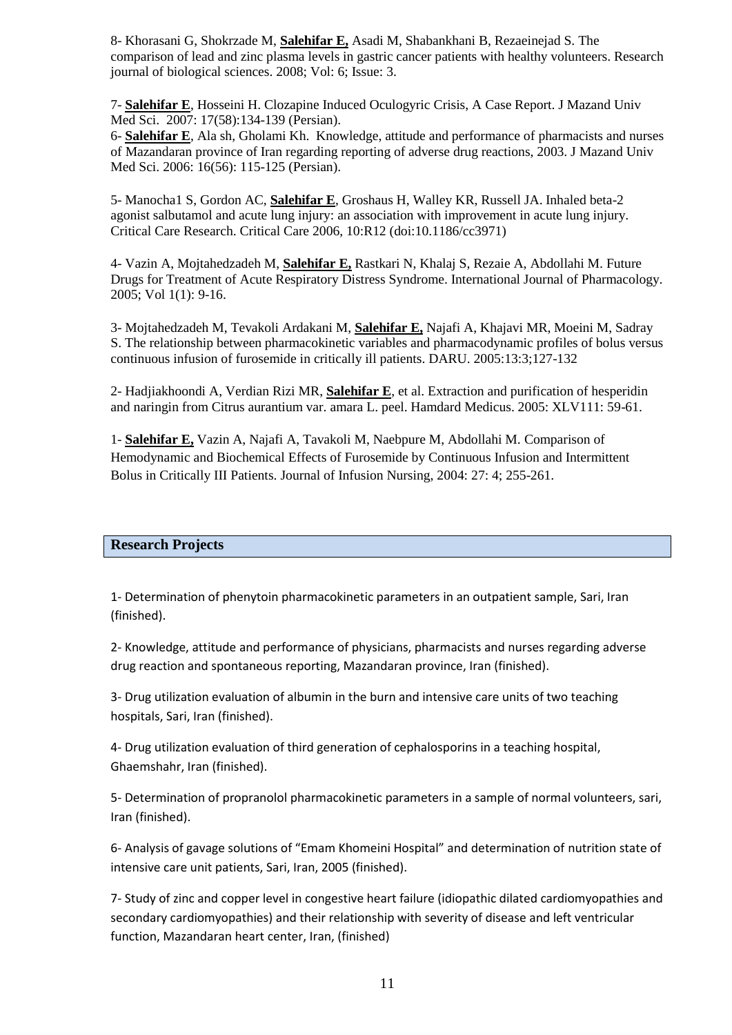8- Khorasani G, Shokrzade M, **Salehifar E,** Asadi M, Shabankhani B, Rezaeinejad S. The comparison of lead and zinc plasma levels in gastric cancer patients with healthy volunteers. Research journal of biological sciences. 2008; Vol: 6; Issue: 3.

7- **Salehifar E**, Hosseini H. Clozapine Induced Oculogyric Crisis, A Case Report. J Mazand Univ Med Sci. 2007: 17(58):134-139 (Persian).

6- **Salehifar E**, Ala sh, Gholami Kh. Knowledge, attitude and performance of pharmacists and nurses of Mazandaran province of Iran regarding reporting of adverse drug reactions, 2003. J Mazand Univ Med Sci. 2006: 16(56): 115-125 (Persian).

5- Manocha1 S, Gordon AC, **Salehifar E**, Groshaus H, Walley KR, Russell JA. Inhaled beta-2 agonist salbutamol and acute lung injury: an association with improvement in acute lung injury. Critical Care Research. Critical Care 2006, 10:R12 (doi:10.1186/cc3971)

4- Vazin A, Mojtahedzadeh M, **Salehifar E,** Rastkari N, Khalaj S, Rezaie A, Abdollahi M. Future Drugs for Treatment of Acute Respiratory Distress Syndrome. International Journal of Pharmacology. 2005; Vol 1(1): 9-16.

3- Mojtahedzadeh M, Tevakoli Ardakani M, **Salehifar E,** Najafi A, Khajavi MR, Moeini M, Sadray S. The relationship between pharmacokinetic variables and pharmacodynamic profiles of bolus versus continuous infusion of furosemide in critically ill patients. DARU. 2005:13:3;127-132

2- Hadjiakhoondi A, Verdian Rizi MR, **Salehifar E**, et al. Extraction and purification of hesperidin and naringin from Citrus aurantium var. amara L. peel. Hamdard Medicus. 2005: XLV111: 59-61.

1- **Salehifar E,** Vazin A, Najafi A, Tavakoli M, Naebpure M, Abdollahi M. Comparison of Hemodynamic and Biochemical Effects of Furosemide by Continuous Infusion and Intermittent Bolus in Critically III Patients. Journal of Infusion Nursing, 2004: 27: 4; 255-261.

## Research Projects

1- Determination of phenytoin pharmacokinetic parameters in an outpatient sample, Sari, Iran (finished).

2- Knowledge, attitude and performance of physicians, pharmacists and nurses regarding adverse drug reaction and spontaneous reporting, Mazandaran province, Iran (finished).

3- Drug utilization evaluation of albumin in the burn and intensive care units of two teaching hospitals, Sari, Iran (finished).

4- Drug utilization evaluation of third generation of cephalosporins in a teaching hospital, Ghaemshahr, Iran (finished).

5- Determination of propranolol pharmacokinetic parameters in a sample of normal volunteers, sari, Iran (finished).

6- Analysis of gavage solutions of "Emam Khomeini Hospital" and determination of nutrition state of intensive care unit patients, Sari, Iran, 2005 (finished).

7- Study of zinc and copper level in congestive heart failure (idiopathic dilated cardiomyopathies and secondary cardiomyopathies) and their relationship with severity of disease and left ventricular function, Mazandaran heart center, Iran, (finished)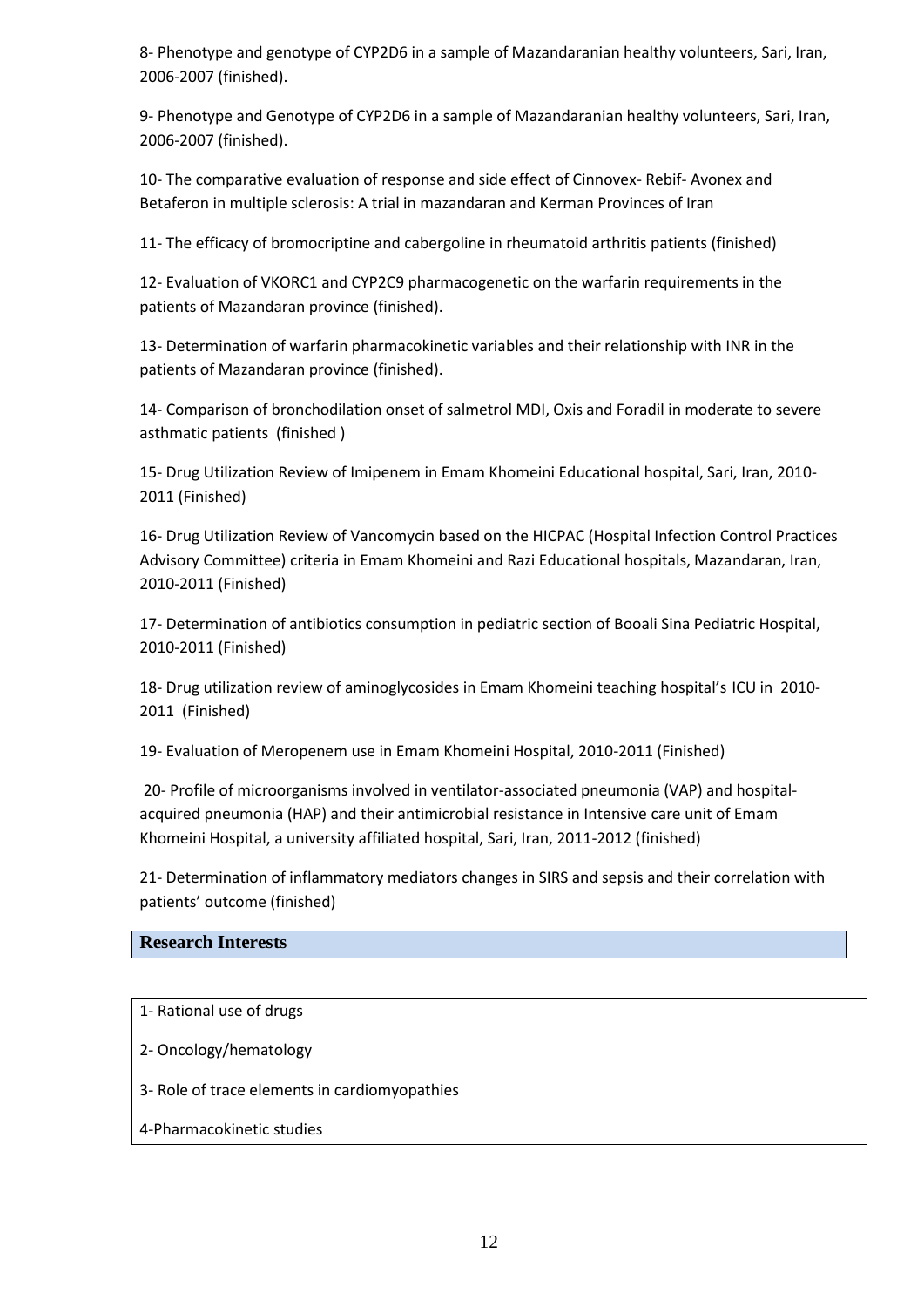8- Phenotype and genotype of CYP2D6 in a sample of Mazandaranian healthy volunteers, Sari, Iran, 2006-2007 (finished).

9- Phenotype and Genotype of CYP2D6 in a sample of Mazandaranian healthy volunteers, Sari, Iran, 2006-2007 (finished).

10- The comparative evaluation of response and side effect of Cinnovex- Rebif- Avonex and Betaferon in multiple sclerosis: A trial in mazandaran and Kerman Provinces of Iran

11- The efficacy of bromocriptine and cabergoline in rheumatoid arthritis patients (finished)

12- Evaluation of VKORC1 and CYP2C9 pharmacogenetic on the warfarin requirements in the patients of Mazandaran province (finished).

13- Determination of warfarin pharmacokinetic variables and their relationship with INR in the patients of Mazandaran province (finished).

14- Comparison of bronchodilation onset of salmetrol MDI, Oxis and Foradil in moderate to severe asthmatic patients (finished )

15- Drug Utilization Review of Imipenem in Emam Khomeini Educational hospital, Sari, Iran, 2010-2011 (Finished)

16- Drug Utilization Review of Vancomycin based on the HICPAC (Hospital Infection Control Practices Advisory Committee) criteria in Emam Khomeini and Razi Educational hospitals, Mazandaran, Iran, 2010-2011 (Finished)

17- Determination of antibiotics consumption in pediatric section of Booali Sina Pediatric Hospital, 2010-2011 (Finished)

18- Drug utilization review of aminoglycosides in Emam Khomeini teaching hospital's ICU in 2010-2011 (Finished)

19- Evaluation of Meropenem use in Emam Khomeini Hospital, 2010-2011 (Finished)

20- Profile of microorganisms involved in ventilator-associated pneumonia (VAP) and hospital-acquired pneumonia (HAP) and their antimicrobial resistance in Intensive care unit of Emam Khomeini Hospital, a university affiliated hospital, Sari, Iran, 2011-2012 (finished)

21- Determination of inflammatory mediators changes in SIRS and sepsis and their correlation with patients' outcome (finished)

## Research Interests

1- Rational use of drugs

2- Oncology/hematology

3- Role of trace elements in cardiomyopathies

4-Pharmacokinetic studies